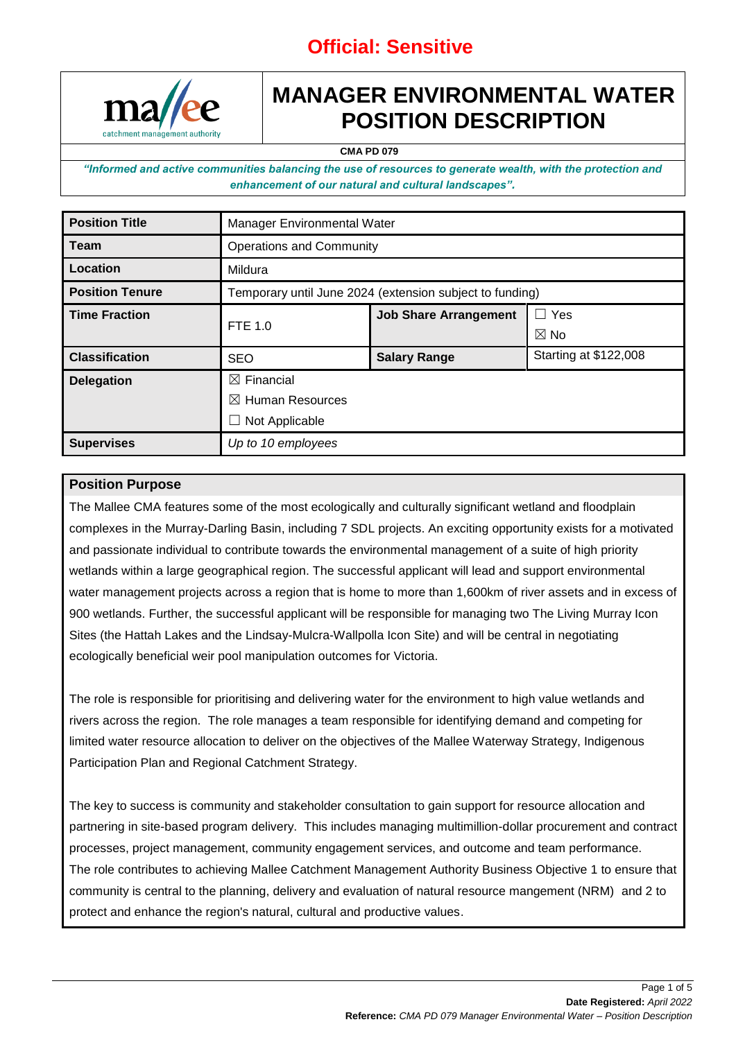**Official: Sensitive**

# MANAGER ENVIRONMENTAL WATER POSITION DESCRIPTION

**CMA PD 079**

***"Informed and active communities balancing the use of resources to generate wealth, with the protection and enhancement of our natural and cultural landscapes".***

| | | | |
|---|---|---|---|
| **Position Title** | Manager Environmental Water | | |
| **Team** | Operations and Community | | |
| **Location** | Mildura | | |
| **Position Tenure** | Temporary until June 2024 (extension subject to funding) | | |
| **Time Fraction** | FTE 1.0 | **Job Share Arrangement** | ☐ Yes<br>☒ No |
| **Classification** | SEO | **Salary Range** | Starting at $122,008 |
| **Delegation** | ☒ Financial<br>☒ Human Resources<br>☐ Not Applicable | | |
| **Supervises** | *Up to 10 employees* | | |

## Position Purpose

The Mallee CMA features some of the most ecologically and culturally significant wetland and floodplain complexes in the Murray-Darling Basin, including 7 SDL projects. An exciting opportunity exists for a motivated and passionate individual to contribute towards the environmental management of a suite of high priority wetlands within a large geographical region. The successful applicant will lead and support environmental water management projects across a region that is home to more than 1,600km of river assets and in excess of 900 wetlands. Further, the successful applicant will be responsible for managing two The Living Murray Icon Sites (the Hattah Lakes and the Lindsay-Mulcra-Wallpolla Icon Site) and will be central in negotiating ecologically beneficial weir pool manipulation outcomes for Victoria.

The role is responsible for prioritising and delivering water for the environment to high value wetlands and rivers across the region. The role manages a team responsible for identifying demand and competing for limited water resource allocation to deliver on the objectives of the Mallee Waterway Strategy, Indigenous Participation Plan and Regional Catchment Strategy.

The key to success is community and stakeholder consultation to gain support for resource allocation and partnering in site-based program delivery. This includes managing multimillion-dollar procurement and contract processes, project management, community engagement services, and outcome and team performance. The role contributes to achieving Mallee Catchment Management Authority Business Objective 1 to ensure that community is central to the planning, delivery and evaluation of natural resource mangement (NRM) and 2 to protect and enhance the region's natural, cultural and productive values.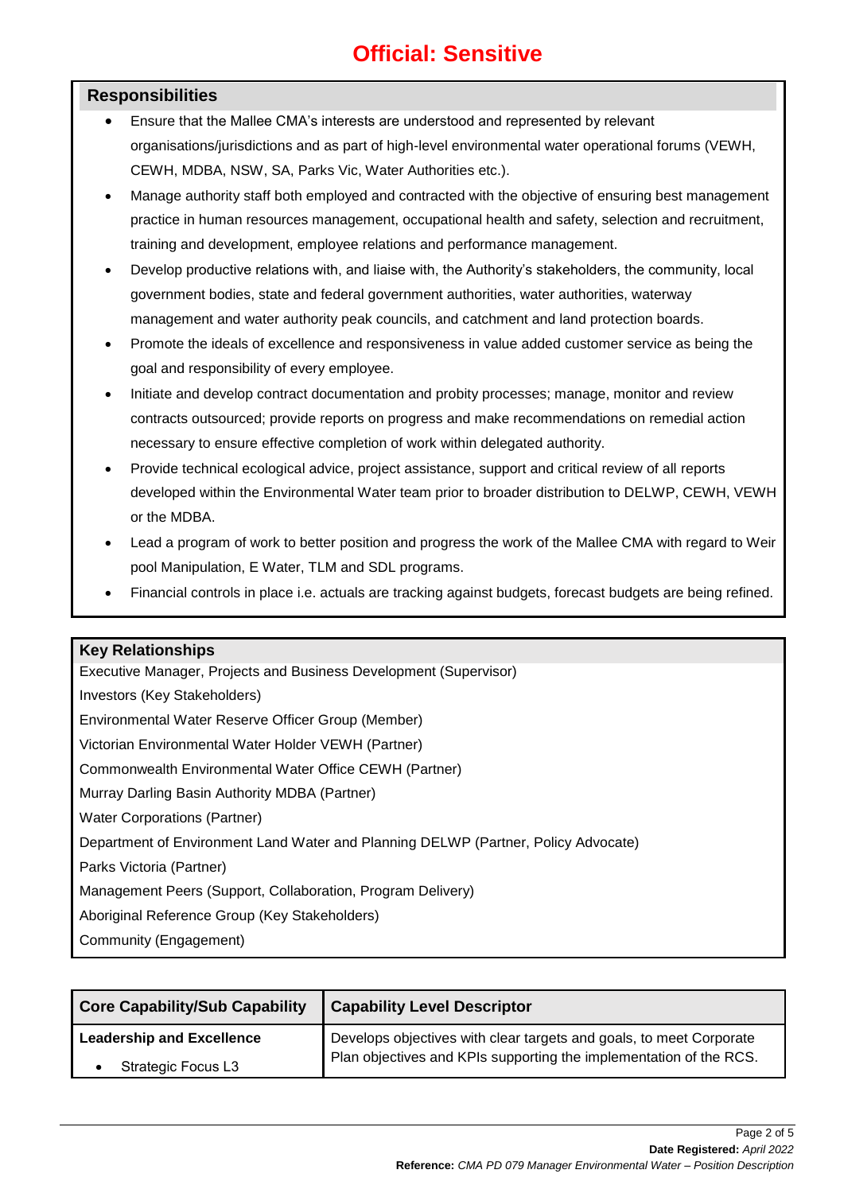**Official: Sensitive**

## Responsibilities

- Ensure that the Mallee CMA's interests are understood and represented by relevant organisations/jurisdictions and as part of high-level environmental water operational forums (VEWH, CEWH, MDBA, NSW, SA, Parks Vic, Water Authorities etc.).
- Manage authority staff both employed and contracted with the objective of ensuring best management practice in human resources management, occupational health and safety, selection and recruitment, training and development, employee relations and performance management.
- Develop productive relations with, and liaise with, the Authority's stakeholders, the community, local government bodies, state and federal government authorities, water authorities, waterway management and water authority peak councils, and catchment and land protection boards.
- Promote the ideals of excellence and responsiveness in value added customer service as being the goal and responsibility of every employee.
- Initiate and develop contract documentation and probity processes; manage, monitor and review contracts outsourced; provide reports on progress and make recommendations on remedial action necessary to ensure effective completion of work within delegated authority.
- Provide technical ecological advice, project assistance, support and critical review of all reports developed within the Environmental Water team prior to broader distribution to DELWP, CEWH, VEWH or the MDBA.
- Lead a program of work to better position and progress the work of the Mallee CMA with regard to Weir pool Manipulation, E Water, TLM and SDL programs.
- Financial controls in place i.e. actuals are tracking against budgets, forecast budgets are being refined.

## Key Relationships

Executive Manager, Projects and Business Development (Supervisor)
Investors (Key Stakeholders)
Environmental Water Reserve Officer Group (Member)
Victorian Environmental Water Holder VEWH (Partner)
Commonwealth Environmental Water Office CEWH (Partner)
Murray Darling Basin Authority MDBA (Partner)
Water Corporations (Partner)
Department of Environment Land Water and Planning DELWP (Partner, Policy Advocate)
Parks Victoria (Partner)
Management Peers (Support, Collaboration, Program Delivery)
Aboriginal Reference Group (Key Stakeholders)
Community (Engagement)

| Core Capability/Sub Capability | Capability Level Descriptor |
|---|---|
| **Leadership and Excellence**<br>• Strategic Focus L3 | Develops objectives with clear targets and goals, to meet Corporate Plan objectives and KPIs supporting the implementation of the RCS. |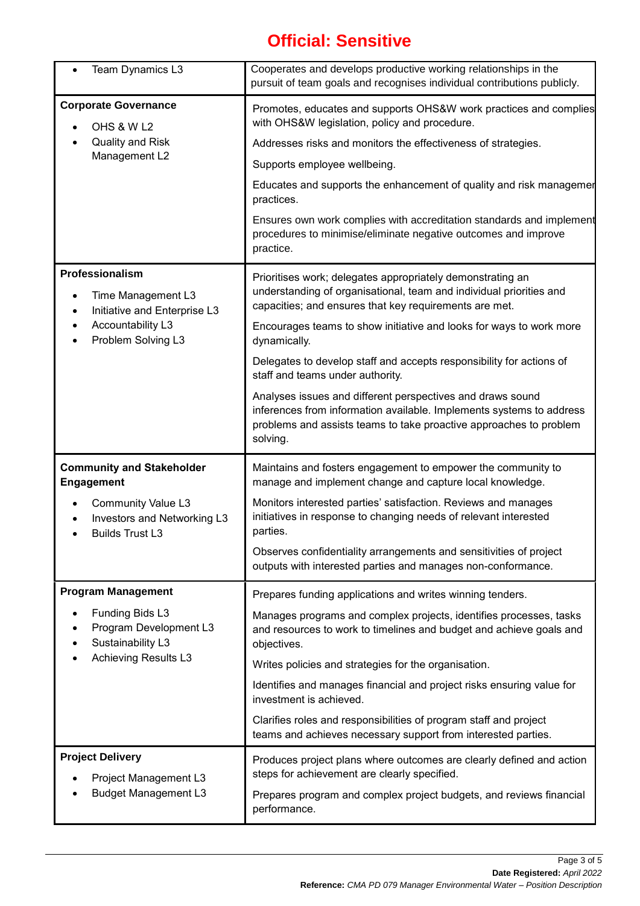# Official: Sensitive

| | |
|---|---|
| • Team Dynamics L3 | Cooperates and develops productive working relationships in the pursuit of team goals and recognises individual contributions publicly. |
| **Corporate Governance**<br>• OHS & W L2<br>• Quality and Risk Management L2 | Promotes, educates and supports OHS&W work practices and complies with OHS&W legislation, policy and procedure.<br><br>Addresses risks and monitors the effectiveness of strategies.<br><br>Supports employee wellbeing.<br><br>Educates and supports the enhancement of quality and risk managemer practices.<br><br>Ensures own work complies with accreditation standards and implement procedures to minimise/eliminate negative outcomes and improve practice. |
| **Professionalism**<br>• Time Management L3<br>• Initiative and Enterprise L3<br>• Accountability L3<br>• Problem Solving L3 | Prioritises work; delegates appropriately demonstrating an understanding of organisational, team and individual priorities and capacities; and ensures that key requirements are met.<br><br>Encourages teams to show initiative and looks for ways to work more dynamically.<br><br>Delegates to develop staff and accepts responsibility for actions of staff and teams under authority.<br><br>Analyses issues and different perspectives and draws sound inferences from information available. Implements systems to address problems and assists teams to take proactive approaches to problem solving. |
| **Community and Stakeholder Engagement**<br>• Community Value L3<br>• Investors and Networking L3<br>• Builds Trust L3 | Maintains and fosters engagement to empower the community to manage and implement change and capture local knowledge.<br><br>Monitors interested parties' satisfaction. Reviews and manages initiatives in response to changing needs of relevant interested parties.<br><br>Observes confidentiality arrangements and sensitivities of project outputs with interested parties and manages non-conformance. |
| **Program Management**<br>• Funding Bids L3<br>• Program Development L3<br>• Sustainability L3<br>• Achieving Results L3 | Prepares funding applications and writes winning tenders.<br><br>Manages programs and complex projects, identifies processes, tasks and resources to work to timelines and budget and achieve goals and objectives.<br><br>Writes policies and strategies for the organisation.<br><br>Identifies and manages financial and project risks ensuring value for investment is achieved.<br><br>Clarifies roles and responsibilities of program staff and project teams and achieves necessary support from interested parties. |
| **Project Delivery**<br>• Project Management L3<br>• Budget Management L3 | Produces project plans where outcomes are clearly defined and action steps for achievement are clearly specified.<br><br>Prepares program and complex project budgets, and reviews financial performance. |

**Date Registered:** *April 2022*
**Reference:** *CMA PD 079 Manager Environmental Water – Position Description*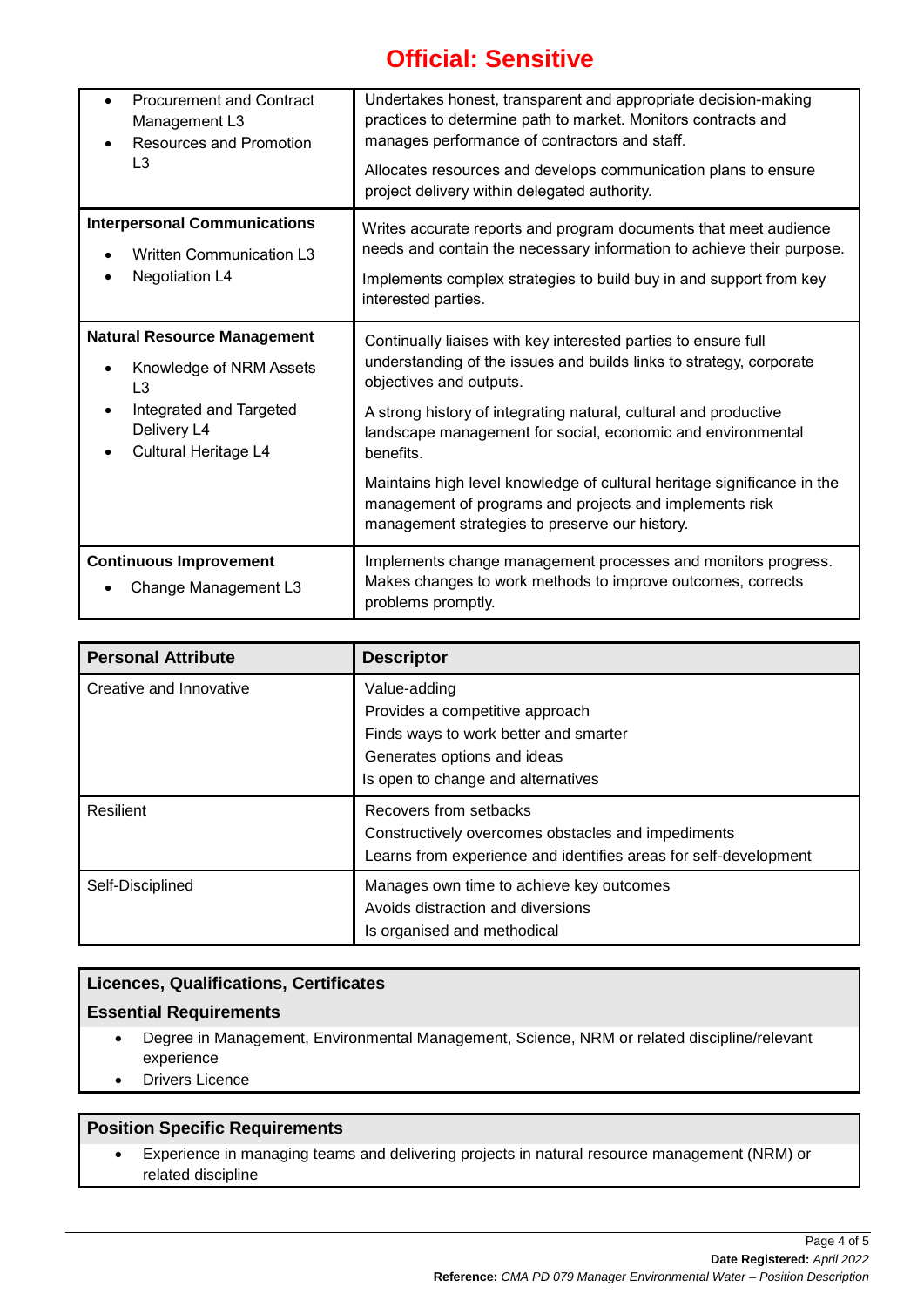**Official: Sensitive**

| | |
|---|---|
| • Procurement and Contract Management L3<br>• Resources and Promotion L3 | Undertakes honest, transparent and appropriate decision-making practices to determine path to market. Monitors contracts and manages performance of contractors and staff.<br><br>Allocates resources and develops communication plans to ensure project delivery within delegated authority. |
| **Interpersonal Communications**<br>• Written Communication L3<br>• Negotiation L4 | Writes accurate reports and program documents that meet audience needs and contain the necessary information to achieve their purpose.<br><br>Implements complex strategies to build buy in and support from key interested parties. |
| **Natural Resource Management**<br>• Knowledge of NRM Assets L3<br>• Integrated and Targeted Delivery L4<br>• Cultural Heritage L4 | Continually liaises with key interested parties to ensure full understanding of the issues and builds links to strategy, corporate objectives and outputs.<br><br>A strong history of integrating natural, cultural and productive landscape management for social, economic and environmental benefits.<br><br>Maintains high level knowledge of cultural heritage significance in the management of programs and projects and implements risk management strategies to preserve our history. |
| **Continuous Improvement**<br>• Change Management L3 | Implements change management processes and monitors progress. Makes changes to work methods to improve outcomes, corrects problems promptly. |

| Personal Attribute | Descriptor |
|---|---|
| Creative and Innovative | Value-adding<br>Provides a competitive approach<br>Finds ways to work better and smarter<br>Generates options and ideas<br>Is open to change and alternatives |
| Resilient | Recovers from setbacks<br>Constructively overcomes obstacles and impediments<br>Learns from experience and identifies areas for self-development |
| Self-Disciplined | Manages own time to achieve key outcomes<br>Avoids distraction and diversions<br>Is organised and methodical |

## Licences, Qualifications, Certificates

### Essential Requirements

- Degree in Management, Environmental Management, Science, NRM or related discipline/relevant experience
- Drivers Licence

## Position Specific Requirements

- Experience in managing teams and delivering projects in natural resource management (NRM) or related discipline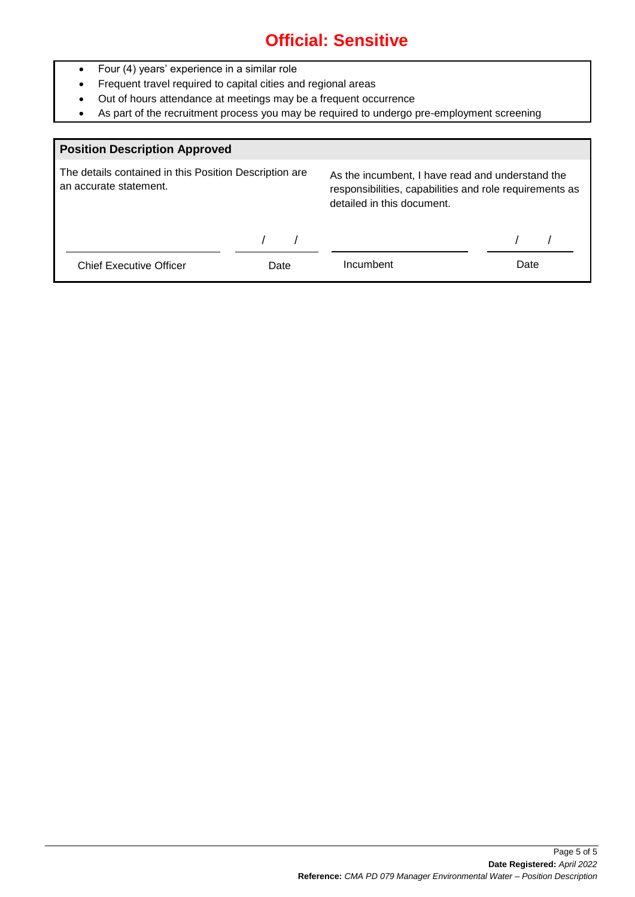- Four (4) years' experience in a similar role
- Frequent travel required to capital cities and regional areas
- Out of hours attendance at meetings may be a frequent occurrence
- As part of the recruitment process you may be required to undergo pre-employment screening

| Position Description Approved | | | |
|---|---|---|---|
| The details contained in this Position Description are an accurate statement. | | As the incumbent, I have read and understand the responsibilities, capabilities and role requirements as detailed in this document. | |
| | / / | | / / |
| Chief Executive Officer | Date | Incumbent | Date |